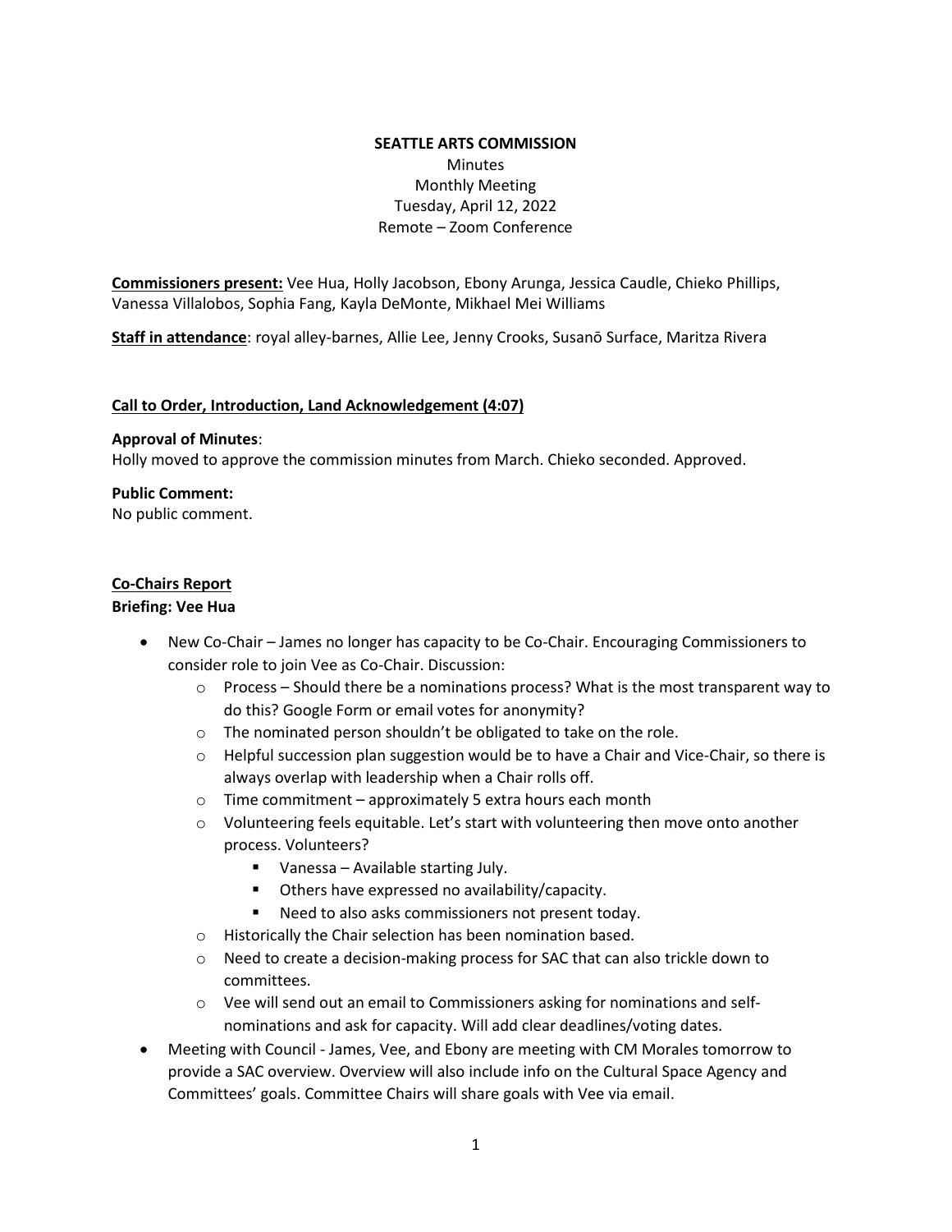**SEATTLE ARTS COMMISSION**

Minutes
Monthly Meeting
Tuesday, April 12, 2022
Remote – Zoom Conference

**Commissioners present:** Vee Hua, Holly Jacobson, Ebony Arunga, Jessica Caudle, Chieko Phillips, Vanessa Villalobos, Sophia Fang, Kayla DeMonte, Mikhael Mei Williams

**Staff in attendance**: royal alley-barnes, Allie Lee, Jenny Crooks, Susanō Surface, Maritza Rivera

**Call to Order, Introduction, Land Acknowledgement (4:07)**

**Approval of Minutes**:
Holly moved to approve the commission minutes from March. Chieko seconded. Approved.

**Public Comment:**
No public comment.

**Co-Chairs Report**
**Briefing: Vee Hua**

- New Co-Chair – James no longer has capacity to be Co-Chair. Encouraging Commissioners to consider role to join Vee as Co-Chair. Discussion:
  - Process – Should there be a nominations process? What is the most transparent way to do this? Google Form or email votes for anonymity?
  - The nominated person shouldn't be obligated to take on the role.
  - Helpful succession plan suggestion would be to have a Chair and Vice-Chair, so there is always overlap with leadership when a Chair rolls off.
  - Time commitment – approximately 5 extra hours each month
  - Volunteering feels equitable. Let's start with volunteering then move onto another process. Volunteers?
    - Vanessa – Available starting July.
    - Others have expressed no availability/capacity.
    - Need to also asks commissioners not present today.
  - Historically the Chair selection has been nomination based.
  - Need to create a decision-making process for SAC that can also trickle down to committees.
  - Vee will send out an email to Commissioners asking for nominations and self-nominations and ask for capacity. Will add clear deadlines/voting dates.
- Meeting with Council - James, Vee, and Ebony are meeting with CM Morales tomorrow to provide a SAC overview. Overview will also include info on the Cultural Space Agency and Committees' goals. Committee Chairs will share goals with Vee via email.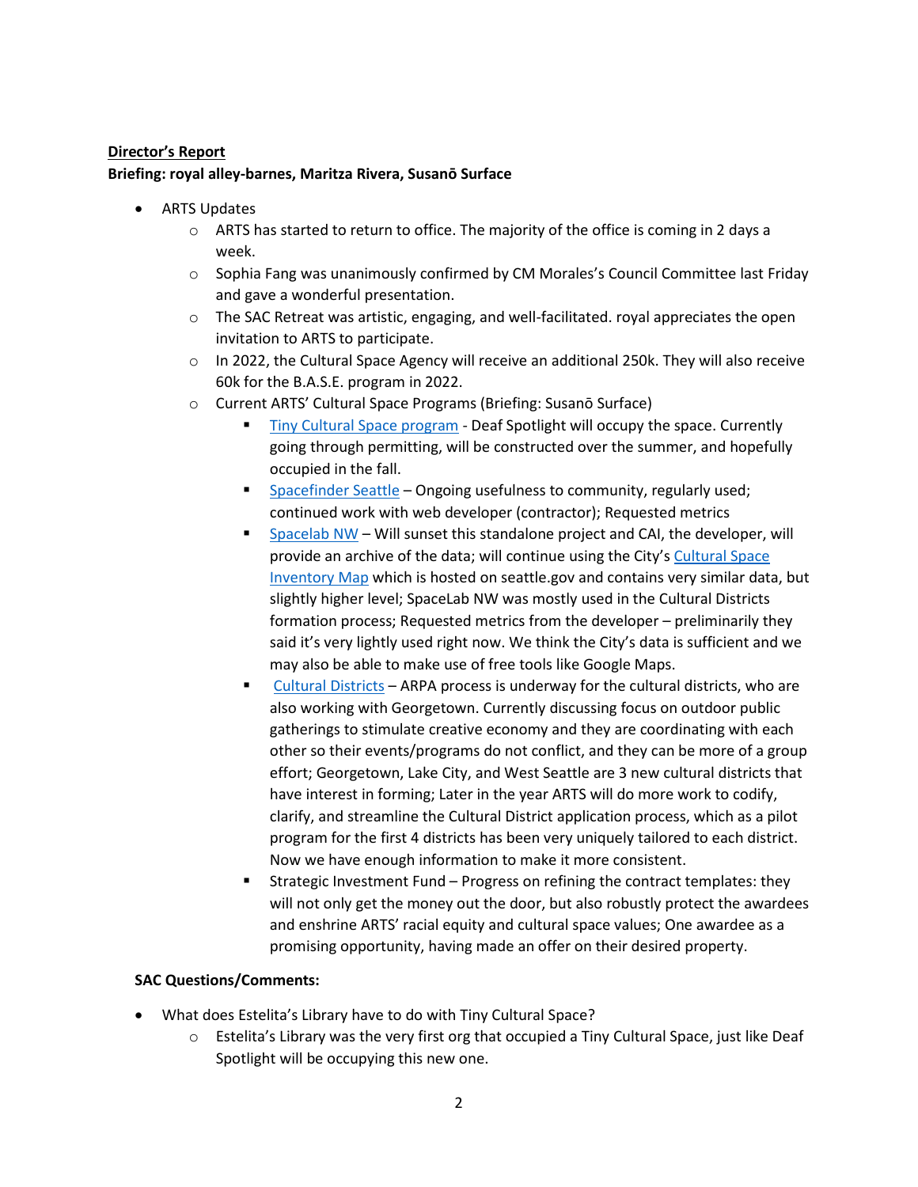**Director's Report**

**Briefing: royal alley-barnes, Maritza Rivera, Susanō Surface**

- ARTS Updates
  - ARTS has started to return to office. The majority of the office is coming in 2 days a week.
  - Sophia Fang was unanimously confirmed by CM Morales's Council Committee last Friday and gave a wonderful presentation.
  - The SAC Retreat was artistic, engaging, and well-facilitated. royal appreciates the open invitation to ARTS to participate.
  - In 2022, the Cultural Space Agency will receive an additional 250k. They will also receive 60k for the B.A.S.E. program in 2022.
  - Current ARTS' Cultural Space Programs (Briefing: Susanō Surface)
    - Tiny Cultural Space program - Deaf Spotlight will occupy the space. Currently going through permitting, will be constructed over the summer, and hopefully occupied in the fall.
    - Spacefinder Seattle – Ongoing usefulness to community, regularly used; continued work with web developer (contractor); Requested metrics
    - Spacelab NW – Will sunset this standalone project and CAI, the developer, will provide an archive of the data; will continue using the City's Cultural Space Inventory Map which is hosted on seattle.gov and contains very similar data, but slightly higher level; SpaceLab NW was mostly used in the Cultural Districts formation process; Requested metrics from the developer – preliminarily they said it's very lightly used right now. We think the City's data is sufficient and we may also be able to make use of free tools like Google Maps.
    - Cultural Districts – ARPA process is underway for the cultural districts, who are also working with Georgetown. Currently discussing focus on outdoor public gatherings to stimulate creative economy and they are coordinating with each other so their events/programs do not conflict, and they can be more of a group effort; Georgetown, Lake City, and West Seattle are 3 new cultural districts that have interest in forming; Later in the year ARTS will do more work to codify, clarify, and streamline the Cultural District application process, which as a pilot program for the first 4 districts has been very uniquely tailored to each district. Now we have enough information to make it more consistent.
    - Strategic Investment Fund – Progress on refining the contract templates: they will not only get the money out the door, but also robustly protect the awardees and enshrine ARTS' racial equity and cultural space values; One awardee as a promising opportunity, having made an offer on their desired property.

**SAC Questions/Comments:**

- What does Estelita's Library have to do with Tiny Cultural Space?
  - Estelita's Library was the very first org that occupied a Tiny Cultural Space, just like Deaf Spotlight will be occupying this new one.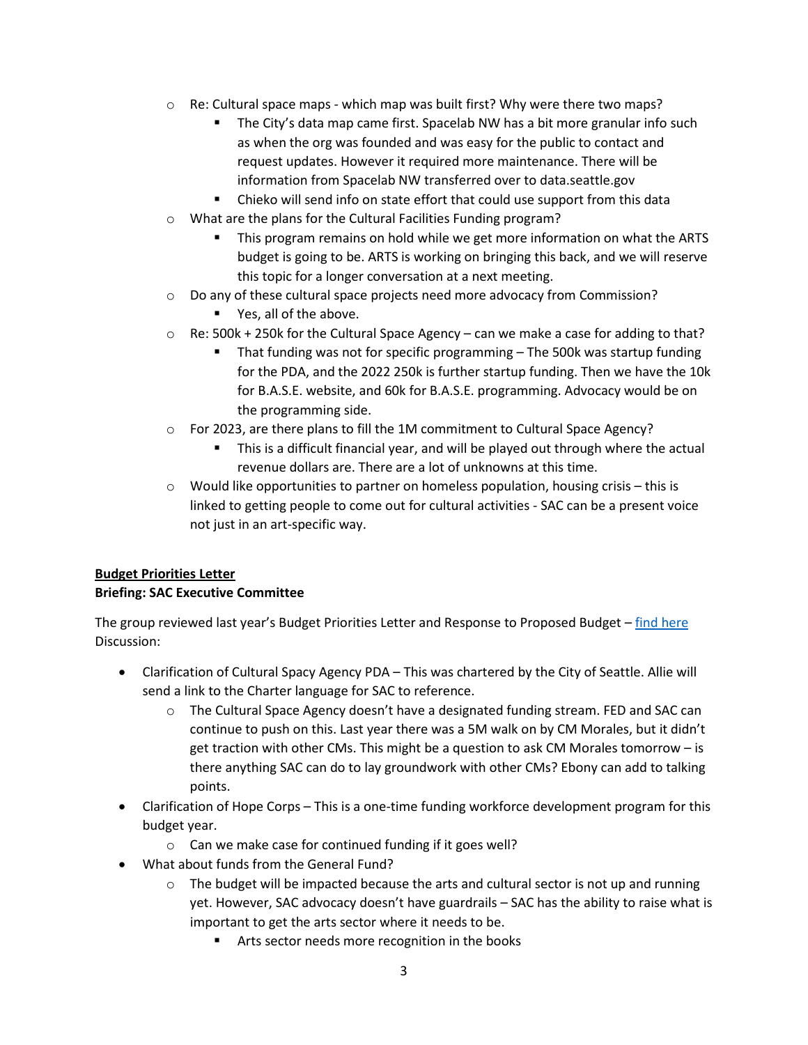- Re: Cultural space maps - which map was built first? Why were there two maps?
    - The City's data map came first. Spacelab NW has a bit more granular info such as when the org was founded and was easy for the public to contact and request updates. However it required more maintenance. There will be information from Spacelab NW transferred over to data.seattle.gov
    - Chieko will send info on state effort that could use support from this data
  - What are the plans for the Cultural Facilities Funding program?
    - This program remains on hold while we get more information on what the ARTS budget is going to be. ARTS is working on bringing this back, and we will reserve this topic for a longer conversation at a next meeting.
  - Do any of these cultural space projects need more advocacy from Commission?
    - Yes, all of the above.
  - Re: 500k + 250k for the Cultural Space Agency – can we make a case for adding to that?
    - That funding was not for specific programming – The 500k was startup funding for the PDA, and the 2022 250k is further startup funding. Then we have the 10k for B.A.S.E. website, and 60k for B.A.S.E. programming. Advocacy would be on the programming side.
  - For 2023, are there plans to fill the 1M commitment to Cultural Space Agency?
    - This is a difficult financial year, and will be played out through where the actual revenue dollars are. There are a lot of unknowns at this time.
  - Would like opportunities to partner on homeless population, housing crisis – this is linked to getting people to come out for cultural activities - SAC can be a present voice not just in an art-specific way.

**Budget Priorities Letter**

**Briefing: SAC Executive Committee**

The group reviewed last year's Budget Priorities Letter and Response to Proposed Budget – find here

Discussion:

- Clarification of Cultural Spacy Agency PDA – This was chartered by the City of Seattle. Allie will send a link to the Charter language for SAC to reference.
  - The Cultural Space Agency doesn't have a designated funding stream. FED and SAC can continue to push on this. Last year there was a 5M walk on by CM Morales, but it didn't get traction with other CMs. This might be a question to ask CM Morales tomorrow – is there anything SAC can do to lay groundwork with other CMs? Ebony can add to talking points.
- Clarification of Hope Corps – This is a one-time funding workforce development program for this budget year.
  - Can we make case for continued funding if it goes well?
- What about funds from the General Fund?
  - The budget will be impacted because the arts and cultural sector is not up and running yet. However, SAC advocacy doesn't have guardrails – SAC has the ability to raise what is important to get the arts sector where it needs to be.
    - Arts sector needs more recognition in the books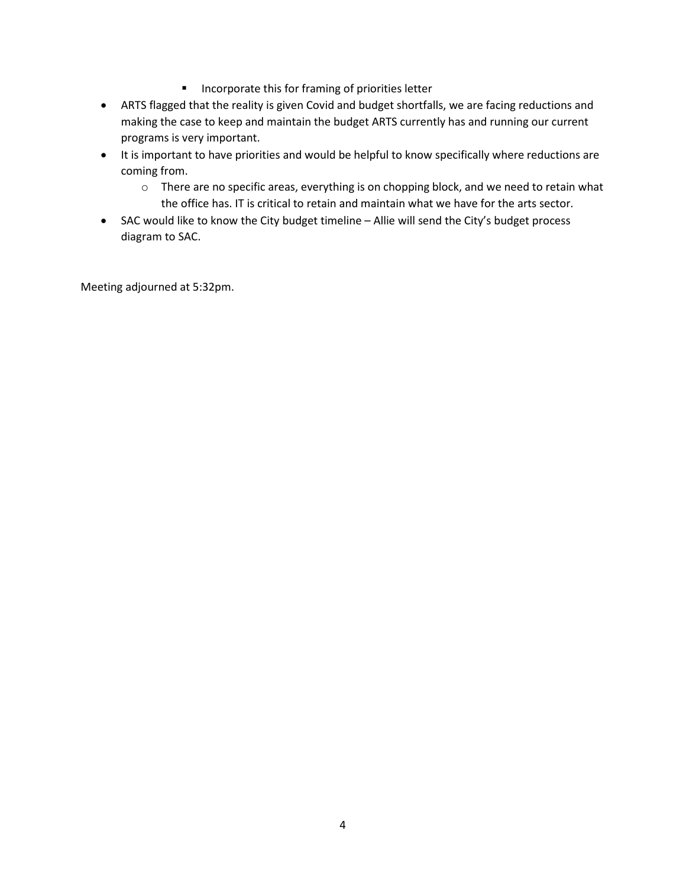- Incorporate this for framing of priorities letter
- ARTS flagged that the reality is given Covid and budget shortfalls, we are facing reductions and making the case to keep and maintain the budget ARTS currently has and running our current programs is very important.
- It is important to have priorities and would be helpful to know specifically where reductions are coming from.
    - There are no specific areas, everything is on chopping block, and we need to retain what the office has. IT is critical to retain and maintain what we have for the arts sector.
- SAC would like to know the City budget timeline – Allie will send the City's budget process diagram to SAC.

Meeting adjourned at 5:32pm.